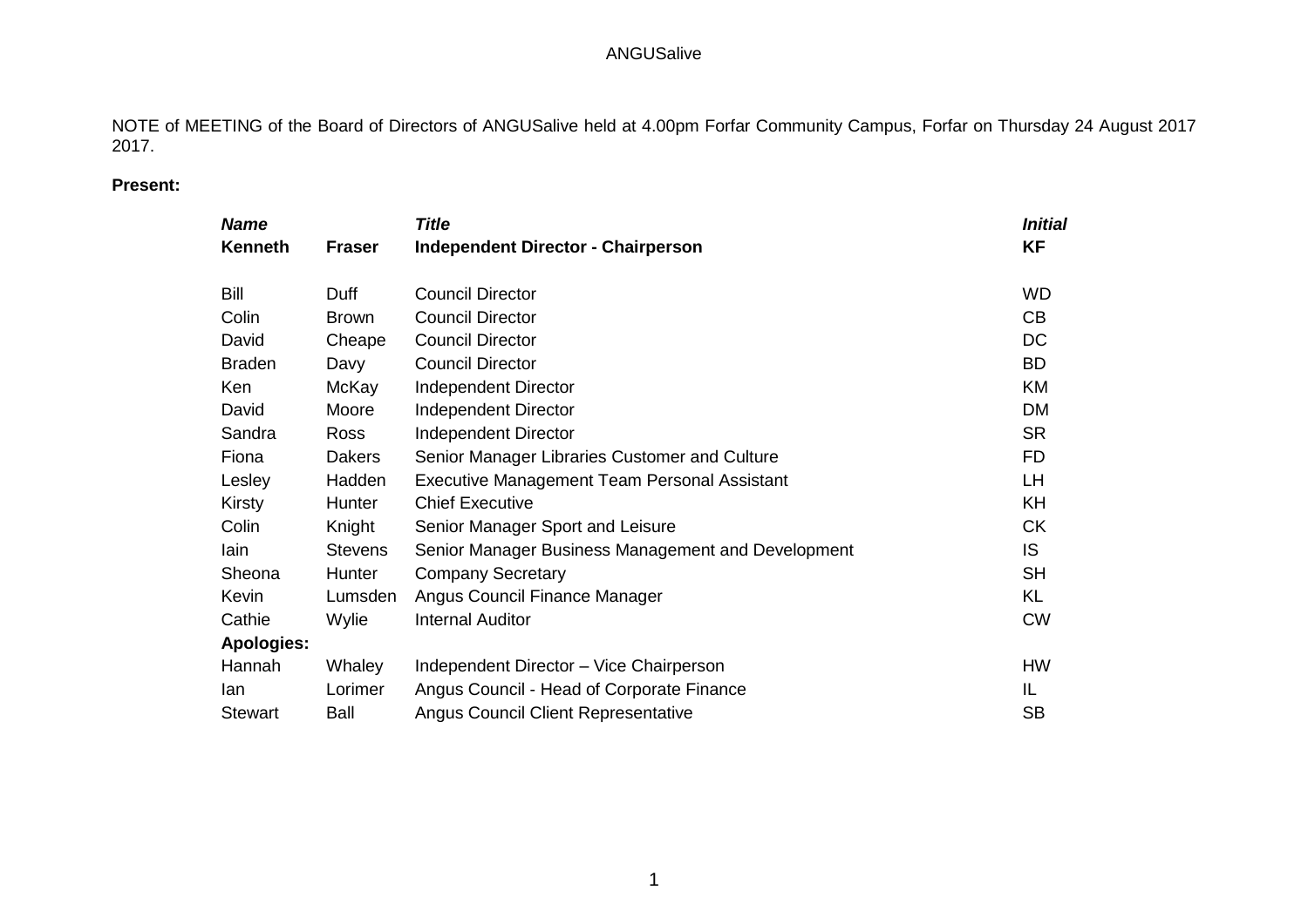ANGUSalive

NOTE of MEETING of the Board of Directors of ANGUSalive held at 4.00pm Forfar Community Campus, Forfar on Thursday 24 August 2017 2017.

**Present:**

| ***Name*** | | ***Title*** | ***Initial*** |
|---|---|---|---|
| **Kenneth** | **Fraser** | **Independent Director - Chairperson** | **KF** |
| Bill | Duff | Council Director | WD |
| Colin | Brown | Council Director | CB |
| David | Cheape | Council Director | DC |
| Braden | Davy | Council Director | BD |
| Ken | McKay | Independent Director | KM |
| David | Moore | Independent Director | DM |
| Sandra | Ross | Independent Director | SR |
| Fiona | Dakers | Senior Manager Libraries Customer and Culture | FD |
| Lesley | Hadden | Executive Management Team Personal Assistant | LH |
| Kirsty | Hunter | Chief Executive | KH |
| Colin | Knight | Senior Manager Sport and Leisure | CK |
| Iain | Stevens | Senior Manager Business Management and Development | IS |
| Sheona | Hunter | Company Secretary | SH |
| Kevin | Lumsden | Angus Council Finance Manager | KL |
| Cathie | Wylie | Internal Auditor | CW |
| **Apologies:** | | | |
| Hannah | Whaley | Independent Director – Vice Chairperson | HW |
| Ian | Lorimer | Angus Council - Head of Corporate Finance | IL |
| Stewart | Ball | Angus Council Client Representative | SB |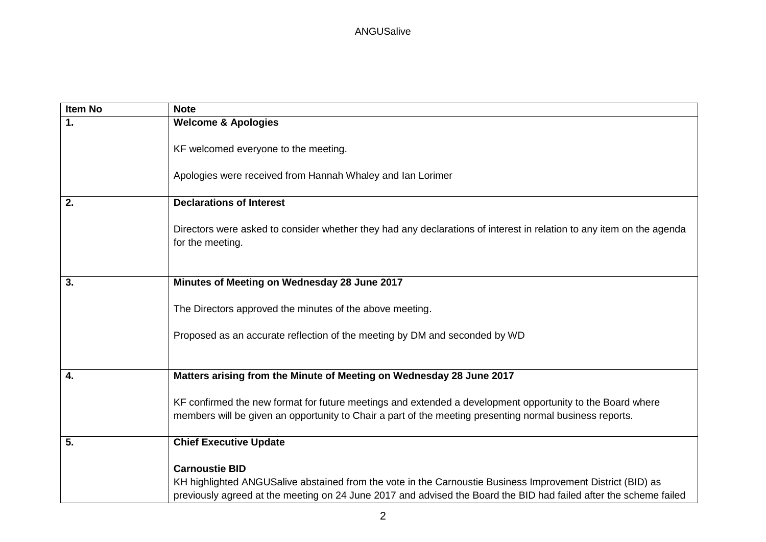| Item No | Note |
| --- | --- |
| **1.** | **Welcome & Apologies**<br><br>KF welcomed everyone to the meeting.<br><br>Apologies were received from Hannah Whaley and Ian Lorimer |
| **2.** | **Declarations of Interest**<br><br>Directors were asked to consider whether they had any declarations of interest in relation to any item on the agenda for the meeting. |
| **3.** | **Minutes of Meeting on Wednesday 28 June 2017**<br><br>The Directors approved the minutes of the above meeting.<br><br>Proposed as an accurate reflection of the meeting by DM and seconded by WD |
| **4.** | **Matters arising from the Minute of Meeting on Wednesday 28 June 2017**<br><br>KF confirmed the new format for future meetings and extended a development opportunity to the Board where members will be given an opportunity to Chair a part of the meeting presenting normal business reports. |
| **5.** | **Chief Executive Update**<br><br>**Carnoustie BID**<br>KH highlighted ANGUSalive abstained from the vote in the Carnoustie Business Improvement District (BID) as previously agreed at the meeting on 24 June 2017 and advised the Board the BID had failed after the scheme failed |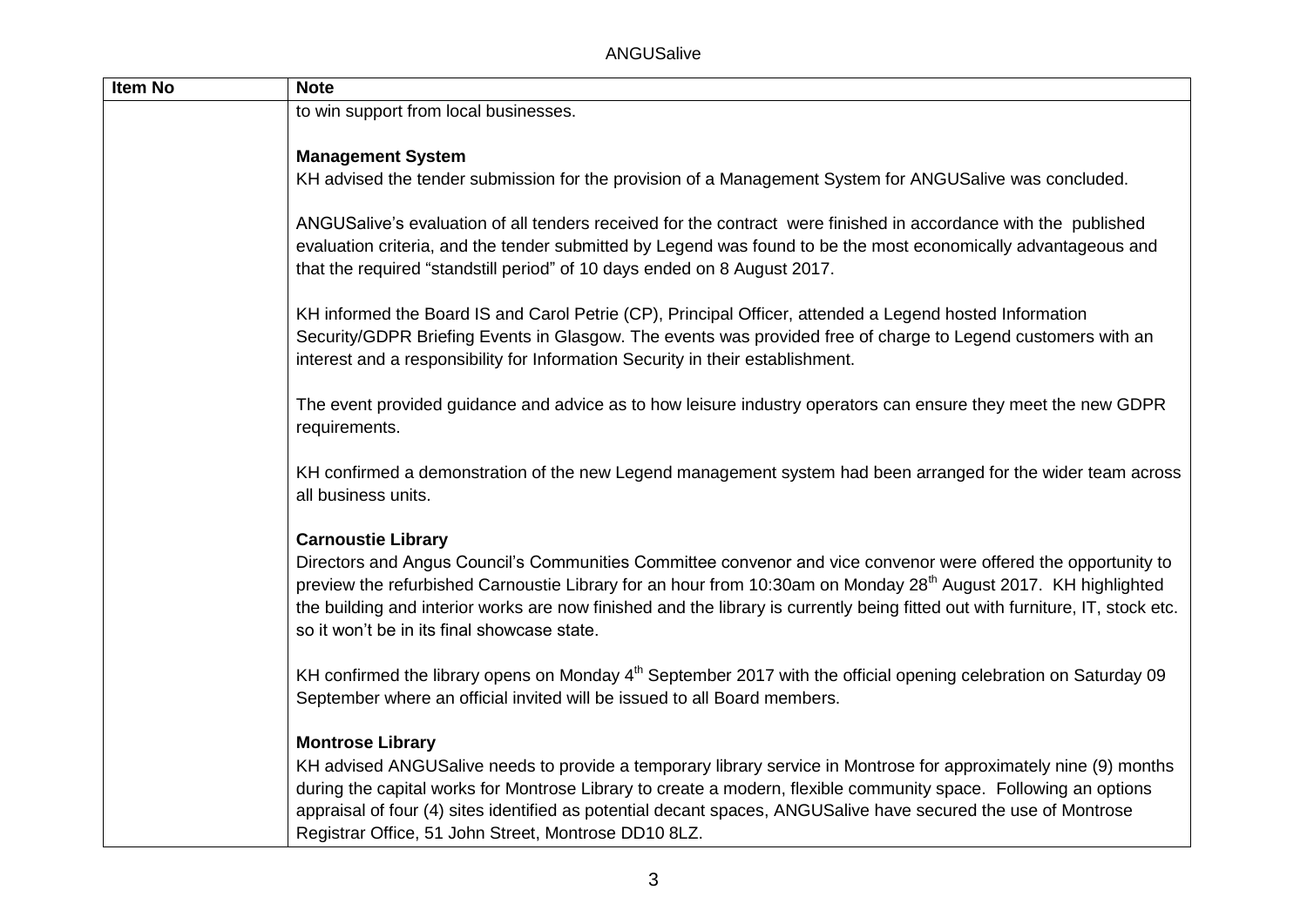| Item No | Note |
|---|---|
| | to win support from local businesses.<br><br>**Management System**<br>KH advised the tender submission for the provision of a Management System for ANGUSalive was concluded.<br><br>ANGUSalive's evaluation of all tenders received for the contract were finished in accordance with the published evaluation criteria, and the tender submitted by Legend was found to be the most economically advantageous and that the required "standstill period" of 10 days ended on 8 August 2017.<br><br>KH informed the Board IS and Carol Petrie (CP), Principal Officer, attended a Legend hosted Information Security/GDPR Briefing Events in Glasgow. The events was provided free of charge to Legend customers with an interest and a responsibility for Information Security in their establishment.<br><br>The event provided guidance and advice as to how leisure industry operators can ensure they meet the new GDPR requirements.<br><br>KH confirmed a demonstration of the new Legend management system had been arranged for the wider team across all business units.<br><br>**Carnoustie Library**<br>Directors and Angus Council's Communities Committee convenor and vice convenor were offered the opportunity to preview the refurbished Carnoustie Library for an hour from 10:30am on Monday 28th August 2017. KH highlighted the building and interior works are now finished and the library is currently being fitted out with furniture, IT, stock etc. so it won't be in its final showcase state.<br><br>KH confirmed the library opens on Monday 4th September 2017 with the official opening celebration on Saturday 09 September where an official invited will be issued to all Board members.<br><br>**Montrose Library**<br>KH advised ANGUSalive needs to provide a temporary library service in Montrose for approximately nine (9) months during the capital works for Montrose Library to create a modern, flexible community space. Following an options appraisal of four (4) sites identified as potential decant spaces, ANGUSalive have secured the use of Montrose Registrar Office, 51 John Street, Montrose DD10 8LZ. |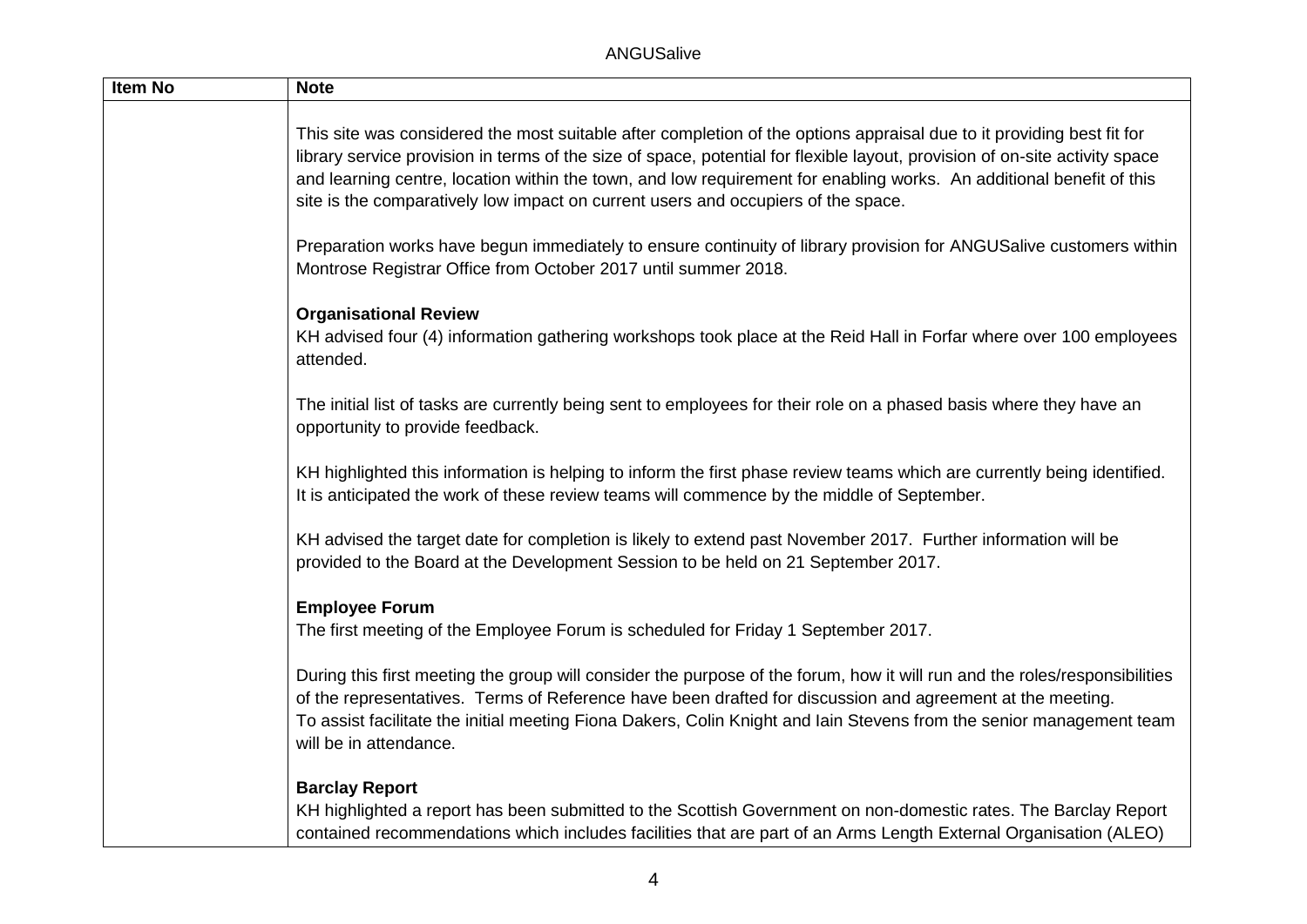| Item No | Note |
| --- | --- |
| | This site was considered the most suitable after completion of the options appraisal due to it providing best fit for library service provision in terms of the size of space, potential for flexible layout, provision of on-site activity space and learning centre, location within the town, and low requirement for enabling works. An additional benefit of this site is the comparatively low impact on current users and occupiers of the space.<br><br>Preparation works have begun immediately to ensure continuity of library provision for ANGUSalive customers within Montrose Registrar Office from October 2017 until summer 2018.<br><br>**Organisational Review**<br>KH advised four (4) information gathering workshops took place at the Reid Hall in Forfar where over 100 employees attended.<br><br>The initial list of tasks are currently being sent to employees for their role on a phased basis where they have an opportunity to provide feedback.<br><br>KH highlighted this information is helping to inform the first phase review teams which are currently being identified. It is anticipated the work of these review teams will commence by the middle of September.<br><br>KH advised the target date for completion is likely to extend past November 2017. Further information will be provided to the Board at the Development Session to be held on 21 September 2017.<br><br>**Employee Forum**<br>The first meeting of the Employee Forum is scheduled for Friday 1 September 2017.<br><br>During this first meeting the group will consider the purpose of the forum, how it will run and the roles/responsibilities of the representatives. Terms of Reference have been drafted for discussion and agreement at the meeting.<br>To assist facilitate the initial meeting Fiona Dakers, Colin Knight and Iain Stevens from the senior management team will be in attendance.<br><br>**Barclay Report**<br>KH highlighted a report has been submitted to the Scottish Government on non-domestic rates. The Barclay Report contained recommendations which includes facilities that are part of an Arms Length External Organisation (ALEO) |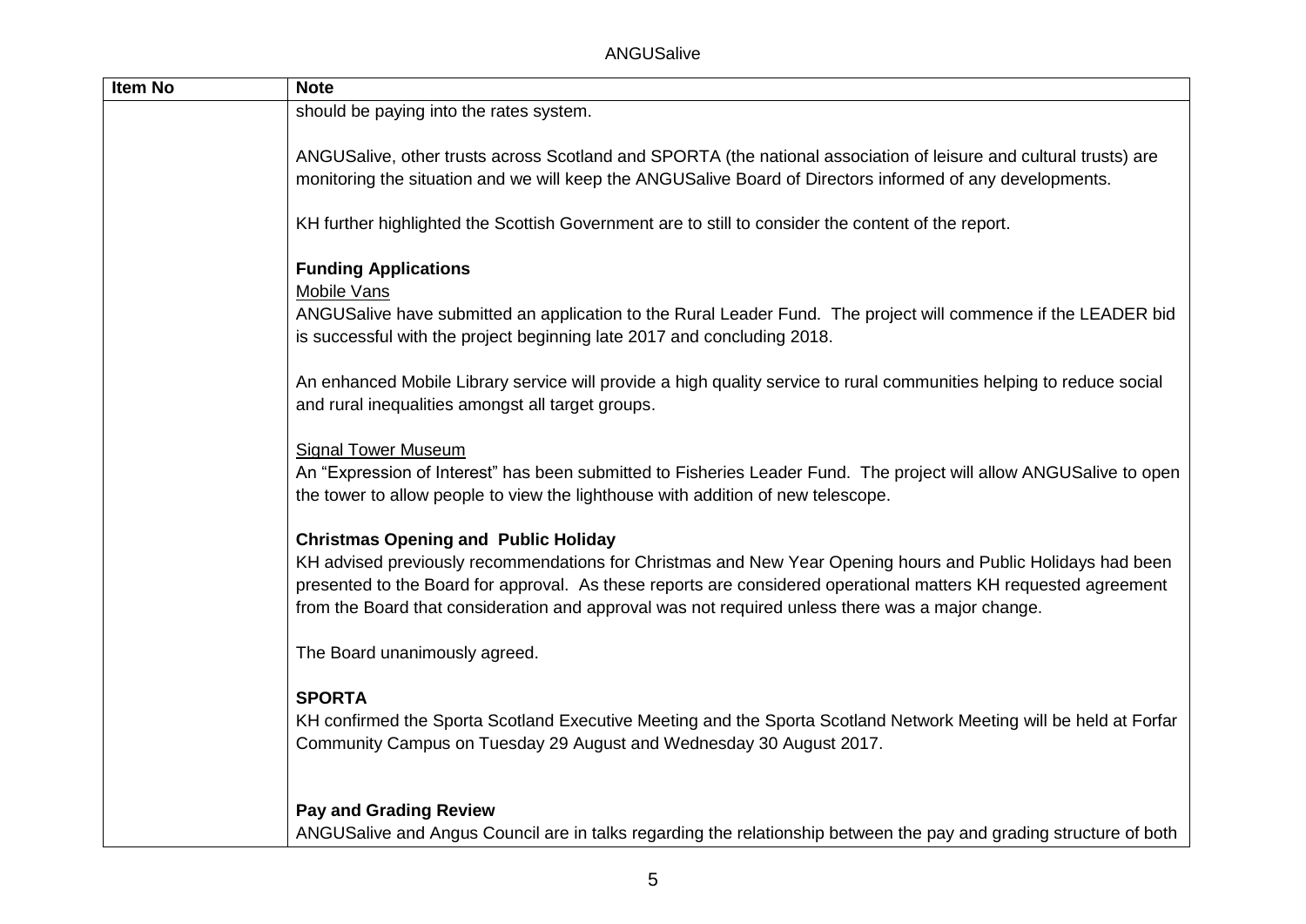| Item No | Note |
|---|---|
| | should be paying into the rates system.<br><br>ANGUSalive, other trusts across Scotland and SPORTA (the national association of leisure and cultural trusts) are monitoring the situation and we will keep the ANGUSalive Board of Directors informed of any developments.<br><br>KH further highlighted the Scottish Government are to still to consider the content of the report.<br><br>**Funding Applications**<br>Mobile Vans<br>ANGUSalive have submitted an application to the Rural Leader Fund. The project will commence if the LEADER bid is successful with the project beginning late 2017 and concluding 2018.<br><br>An enhanced Mobile Library service will provide a high quality service to rural communities helping to reduce social and rural inequalities amongst all target groups.<br><br>Signal Tower Museum<br>An "Expression of Interest" has been submitted to Fisheries Leader Fund. The project will allow ANGUSalive to open the tower to allow people to view the lighthouse with addition of new telescope.<br><br>**Christmas Opening and Public Holiday**<br>KH advised previously recommendations for Christmas and New Year Opening hours and Public Holidays had been presented to the Board for approval. As these reports are considered operational matters KH requested agreement from the Board that consideration and approval was not required unless there was a major change.<br><br>The Board unanimously agreed.<br><br>**SPORTA**<br>KH confirmed the Sporta Scotland Executive Meeting and the Sporta Scotland Network Meeting will be held at Forfar Community Campus on Tuesday 29 August and Wednesday 30 August 2017.<br><br>**Pay and Grading Review**<br>ANGUSalive and Angus Council are in talks regarding the relationship between the pay and grading structure of both |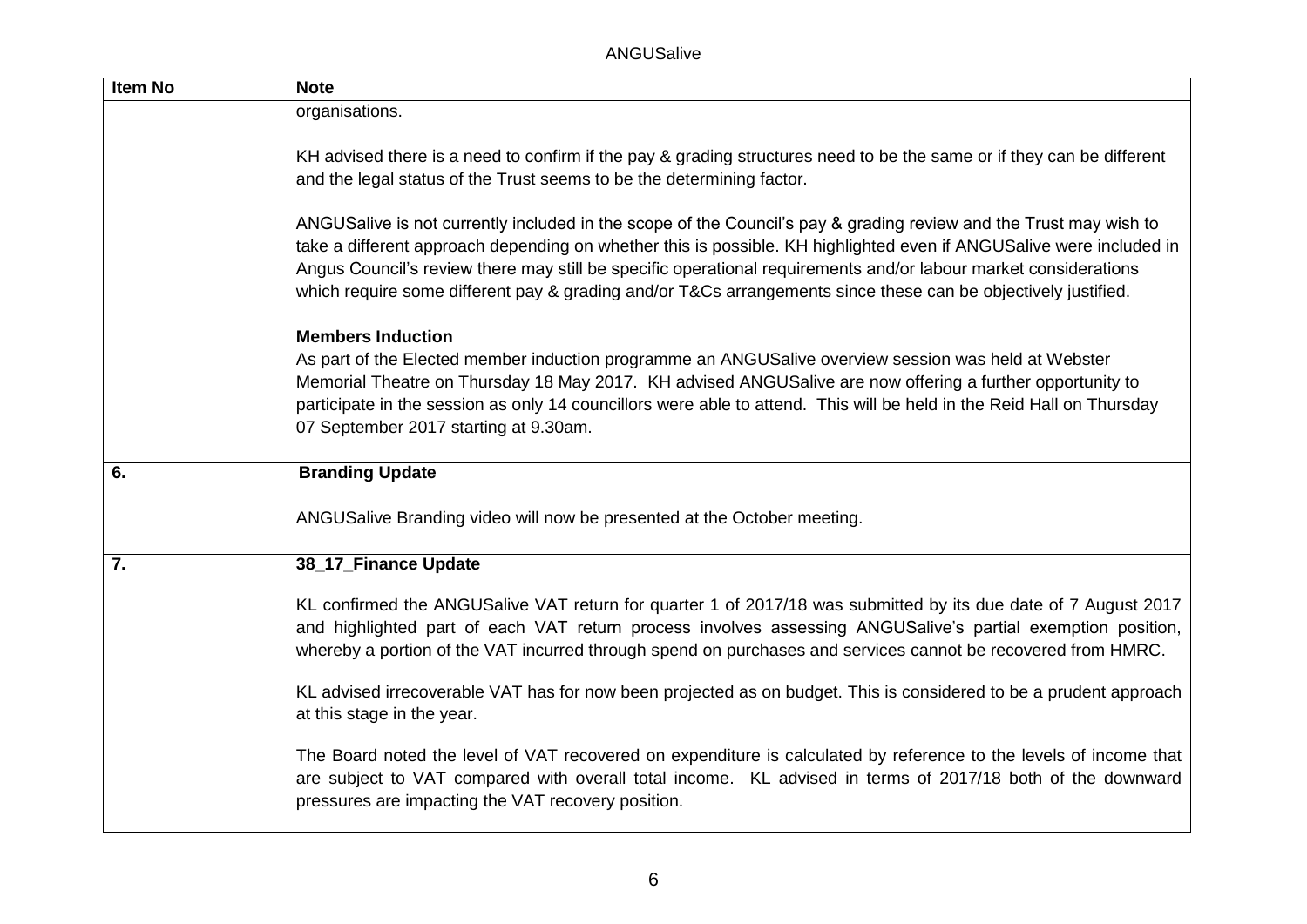| Item No | Note |
| --- | --- |
| | organisations.<br><br>KH advised there is a need to confirm if the pay & grading structures need to be the same or if they can be different and the legal status of the Trust seems to be the determining factor.<br><br>ANGUSalive is not currently included in the scope of the Council's pay & grading review and the Trust may wish to take a different approach depending on whether this is possible. KH highlighted even if ANGUSalive were included in Angus Council's review there may still be specific operational requirements and/or labour market considerations which require some different pay & grading and/or T&Cs arrangements since these can be objectively justified.<br><br>**Members Induction**<br>As part of the Elected member induction programme an ANGUSalive overview session was held at Webster Memorial Theatre on Thursday 18 May 2017. KH advised ANGUSalive are now offering a further opportunity to participate in the session as only 14 councillors were able to attend. This will be held in the Reid Hall on Thursday 07 September 2017 starting at 9.30am. |
| **6.** | **Branding Update**<br><br>ANGUSalive Branding video will now be presented at the October meeting. |
| **7.** | **38_17_Finance Update**<br><br>KL confirmed the ANGUSalive VAT return for quarter 1 of 2017/18 was submitted by its due date of 7 August 2017 and highlighted part of each VAT return process involves assessing ANGUSalive's partial exemption position, whereby a portion of the VAT incurred through spend on purchases and services cannot be recovered from HMRC.<br><br>KL advised irrecoverable VAT has for now been projected as on budget. This is considered to be a prudent approach at this stage in the year.<br><br>The Board noted the level of VAT recovered on expenditure is calculated by reference to the levels of income that are subject to VAT compared with overall total income. KL advised in terms of 2017/18 both of the downward pressures are impacting the VAT recovery position. |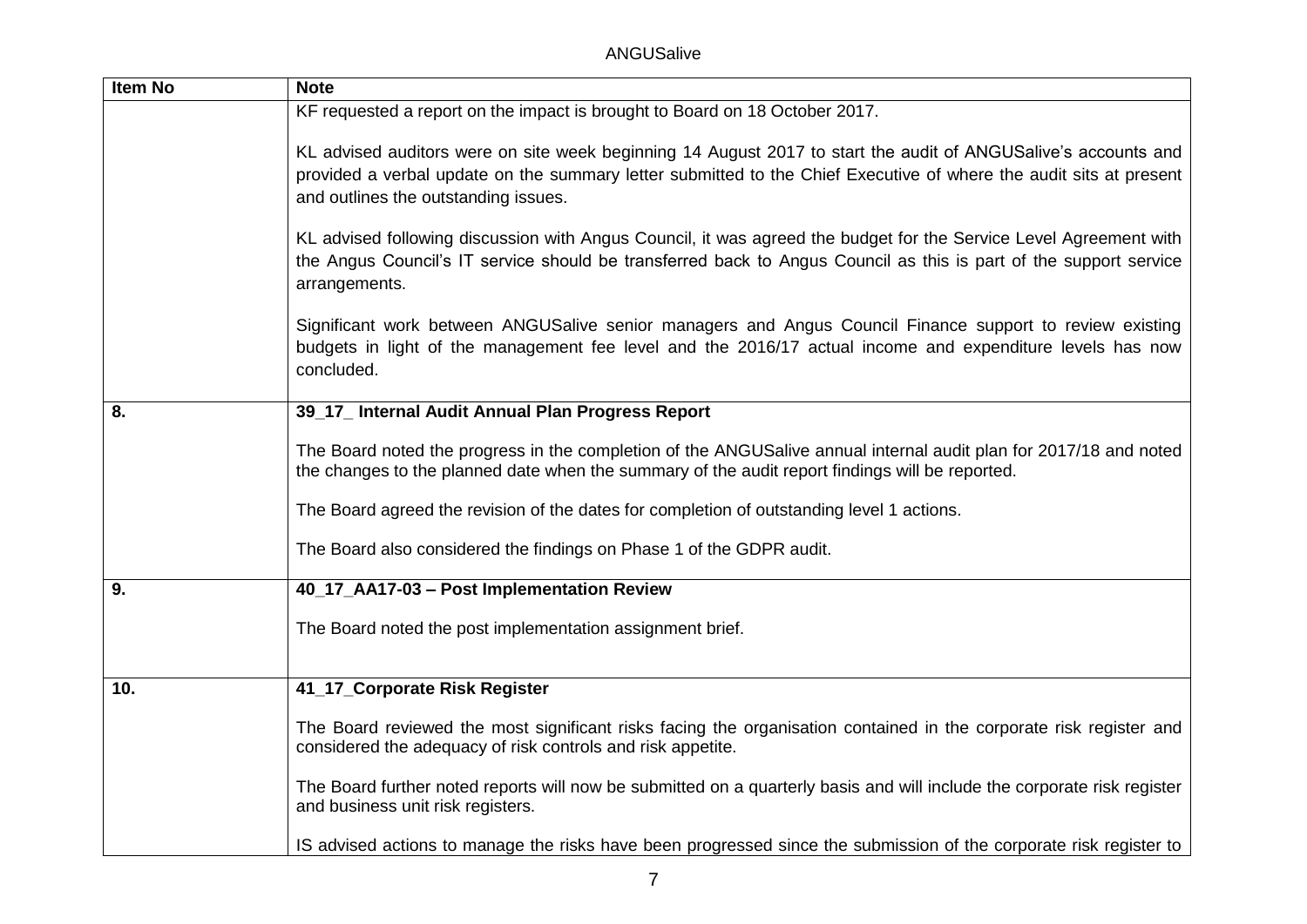| Item No | Note |
|---|---|
| | KF requested a report on the impact is brought to Board on 18 October 2017.<br><br>KL advised auditors were on site week beginning 14 August 2017 to start the audit of ANGUSalive's accounts and provided a verbal update on the summary letter submitted to the Chief Executive of where the audit sits at present and outlines the outstanding issues.<br><br>KL advised following discussion with Angus Council, it was agreed the budget for the Service Level Agreement with the Angus Council's IT service should be transferred back to Angus Council as this is part of the support service arrangements.<br><br>Significant work between ANGUSalive senior managers and Angus Council Finance support to review existing budgets in light of the management fee level and the 2016/17 actual income and expenditure levels has now concluded. |
| **8.** | **39_17_ Internal Audit Annual Plan Progress Report**<br><br>The Board noted the progress in the completion of the ANGUSalive annual internal audit plan for 2017/18 and noted the changes to the planned date when the summary of the audit report findings will be reported.<br><br>The Board agreed the revision of the dates for completion of outstanding level 1 actions.<br><br>The Board also considered the findings on Phase 1 of the GDPR audit. |
| **9.** | **40_17_AA17-03 – Post Implementation Review**<br><br>The Board noted the post implementation assignment brief. |
| **10.** | **41_17_Corporate Risk Register**<br><br>The Board reviewed the most significant risks facing the organisation contained in the corporate risk register and considered the adequacy of risk controls and risk appetite.<br><br>The Board further noted reports will now be submitted on a quarterly basis and will include the corporate risk register and business unit risk registers.<br><br>IS advised actions to manage the risks have been progressed since the submission of the corporate risk register to |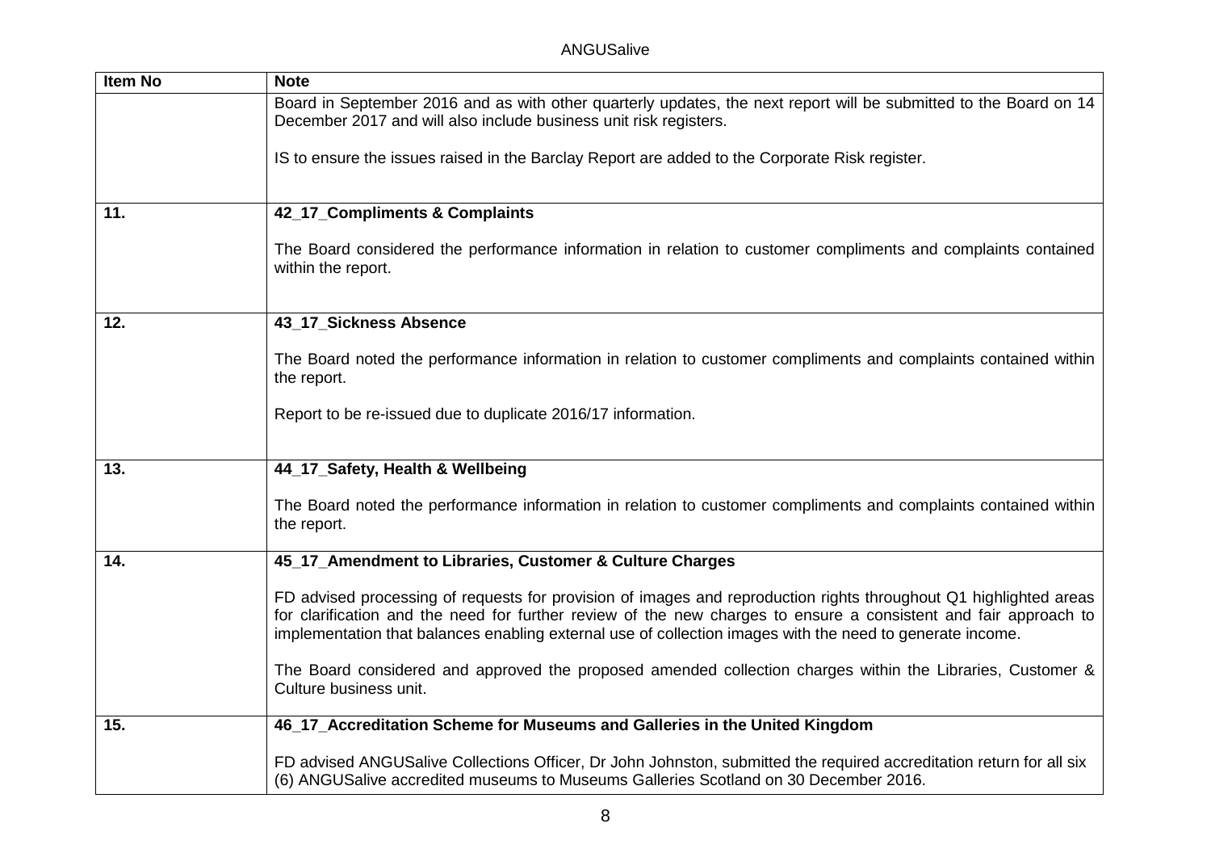| Item No | Note |
|---|---|
| | Board in September 2016 and as with other quarterly updates, the next report will be submitted to the Board on 14 December 2017 and will also include business unit risk registers.<br><br>IS to ensure the issues raised in the Barclay Report are added to the Corporate Risk register. |
| **11.** | **42_17_Compliments & Complaints**<br><br>The Board considered the performance information in relation to customer compliments and complaints contained within the report. |
| **12.** | **43_17_Sickness Absence**<br><br>The Board noted the performance information in relation to customer compliments and complaints contained within the report.<br><br>Report to be re-issued due to duplicate 2016/17 information. |
| **13.** | **44_17_Safety, Health & Wellbeing**<br><br>The Board noted the performance information in relation to customer compliments and complaints contained within the report. |
| **14.** | **45_17_Amendment to Libraries, Customer & Culture Charges**<br><br>FD advised processing of requests for provision of images and reproduction rights throughout Q1 highlighted areas for clarification and the need for further review of the new charges to ensure a consistent and fair approach to implementation that balances enabling external use of collection images with the need to generate income.<br><br>The Board considered and approved the proposed amended collection charges within the Libraries, Customer & Culture business unit. |
| **15.** | **46_17_Accreditation Scheme for Museums and Galleries in the United Kingdom**<br><br>FD advised ANGUSalive Collections Officer, Dr John Johnston, submitted the required accreditation return for all six (6) ANGUSalive accredited museums to Museums Galleries Scotland on 30 December 2016. |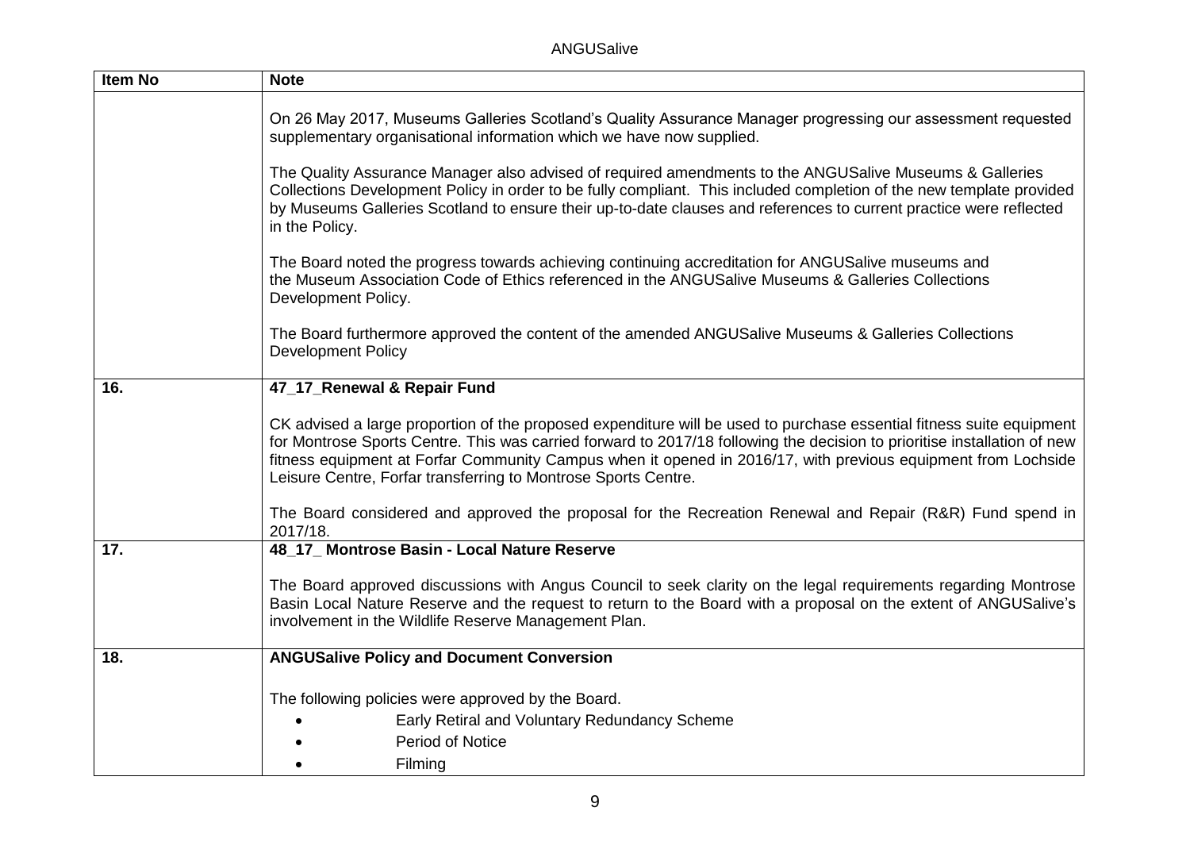| Item No | Note |
|---|---|
| | On 26 May 2017, Museums Galleries Scotland's Quality Assurance Manager progressing our assessment requested supplementary organisational information which we have now supplied.<br><br>The Quality Assurance Manager also advised of required amendments to the ANGUSalive Museums & Galleries Collections Development Policy in order to be fully compliant. This included completion of the new template provided by Museums Galleries Scotland to ensure their up-to-date clauses and references to current practice were reflected in the Policy.<br><br>The Board noted the progress towards achieving continuing accreditation for ANGUSalive museums and the Museum Association Code of Ethics referenced in the ANGUSalive Museums & Galleries Collections Development Policy.<br><br>The Board furthermore approved the content of the amended ANGUSalive Museums & Galleries Collections Development Policy |
| **16.** | **47_17_Renewal & Repair Fund**<br><br>CK advised a large proportion of the proposed expenditure will be used to purchase essential fitness suite equipment for Montrose Sports Centre. This was carried forward to 2017/18 following the decision to prioritise installation of new fitness equipment at Forfar Community Campus when it opened in 2016/17, with previous equipment from Lochside Leisure Centre, Forfar transferring to Montrose Sports Centre.<br><br>The Board considered and approved the proposal for the Recreation Renewal and Repair (R&R) Fund spend in 2017/18. |
| **17.** | **48_17_ Montrose Basin - Local Nature Reserve**<br><br>The Board approved discussions with Angus Council to seek clarity on the legal requirements regarding Montrose Basin Local Nature Reserve and the request to return to the Board with a proposal on the extent of ANGUSalive's involvement in the Wildlife Reserve Management Plan. |
| **18.** | **ANGUSalive Policy and Document Conversion**<br><br>The following policies were approved by the Board.<br>• Early Retiral and Voluntary Redundancy Scheme<br>• Period of Notice<br>• Filming |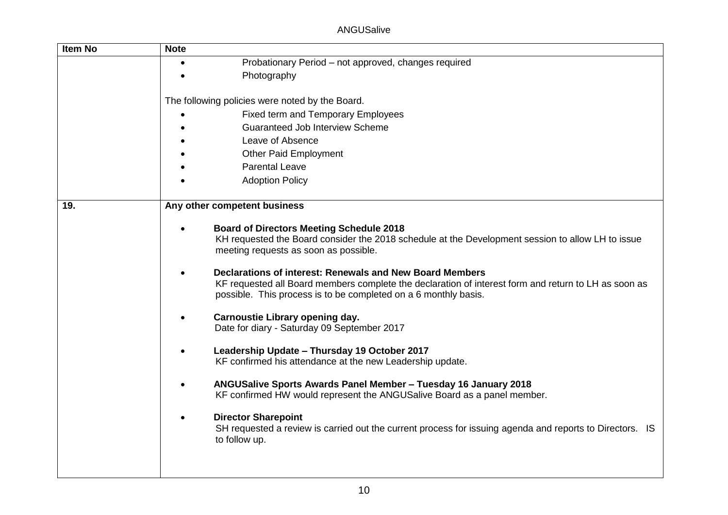| Item No | Note |
|---|---|
| | • Probationary Period – not approved, changes required<br>• Photography<br><br>The following policies were noted by the Board.<br>• Fixed term and Temporary Employees<br>• Guaranteed Job Interview Scheme<br>• Leave of Absence<br>• Other Paid Employment<br>• Parental Leave<br>• Adoption Policy |
| **19.** | **Any other competent business**<br><br>• **Board of Directors Meeting Schedule 2018**<br>KH requested the Board consider the 2018 schedule at the Development session to allow LH to issue meeting requests as soon as possible.<br><br>• **Declarations of interest: Renewals and New Board Members**<br>KF requested all Board members complete the declaration of interest form and return to LH as soon as possible. This process is to be completed on a 6 monthly basis.<br><br>• **Carnoustie Library opening day.**<br>Date for diary - Saturday 09 September 2017<br><br>• **Leadership Update – Thursday 19 October 2017**<br>KF confirmed his attendance at the new Leadership update.<br><br>• **ANGUSalive Sports Awards Panel Member – Tuesday 16 January 2018**<br>KF confirmed HW would represent the ANGUSalive Board as a panel member.<br><br>• **Director Sharepoint**<br>SH requested a review is carried out the current process for issuing agenda and reports to Directors. IS to follow up. |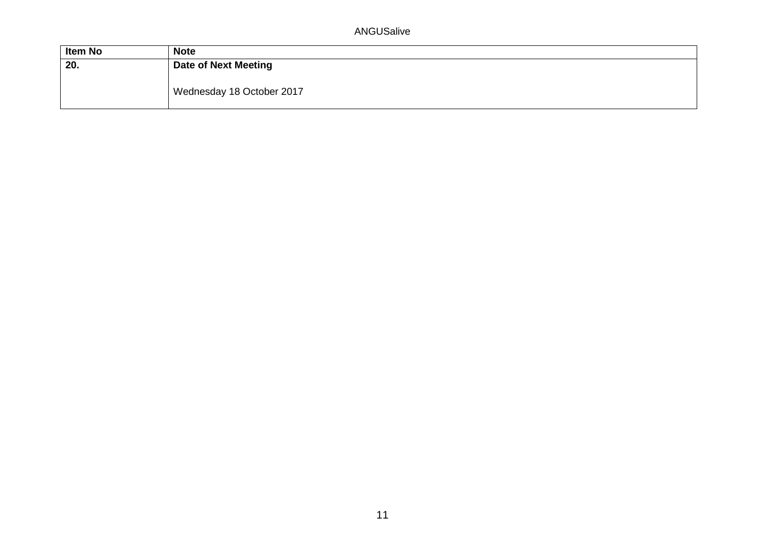| Item No | Note |
|---|---|
| 20. | **Date of Next Meeting**<br><br>Wednesday 18 October 2017 |